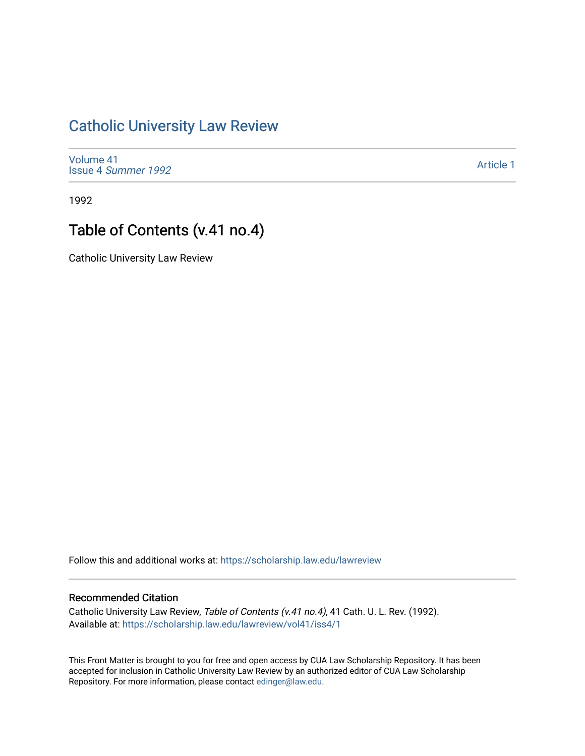# Catholic University Law Review

Volume 41
Issue 4 *Summer 1992*

Article 1

1992

## Table of Contents (v.41 no.4)

Catholic University Law Review

Follow this and additional works at: https://scholarship.law.edu/lawreview

### Recommended Citation

Catholic University Law Review, *Table of Contents (v.41 no.4)*, 41 Cath. U. L. Rev. (1992).
Available at: https://scholarship.law.edu/lawreview/vol41/iss4/1

This Front Matter is brought to you for free and open access by CUA Law Scholarship Repository. It has been accepted for inclusion in Catholic University Law Review by an authorized editor of CUA Law Scholarship Repository. For more information, please contact edinger@law.edu.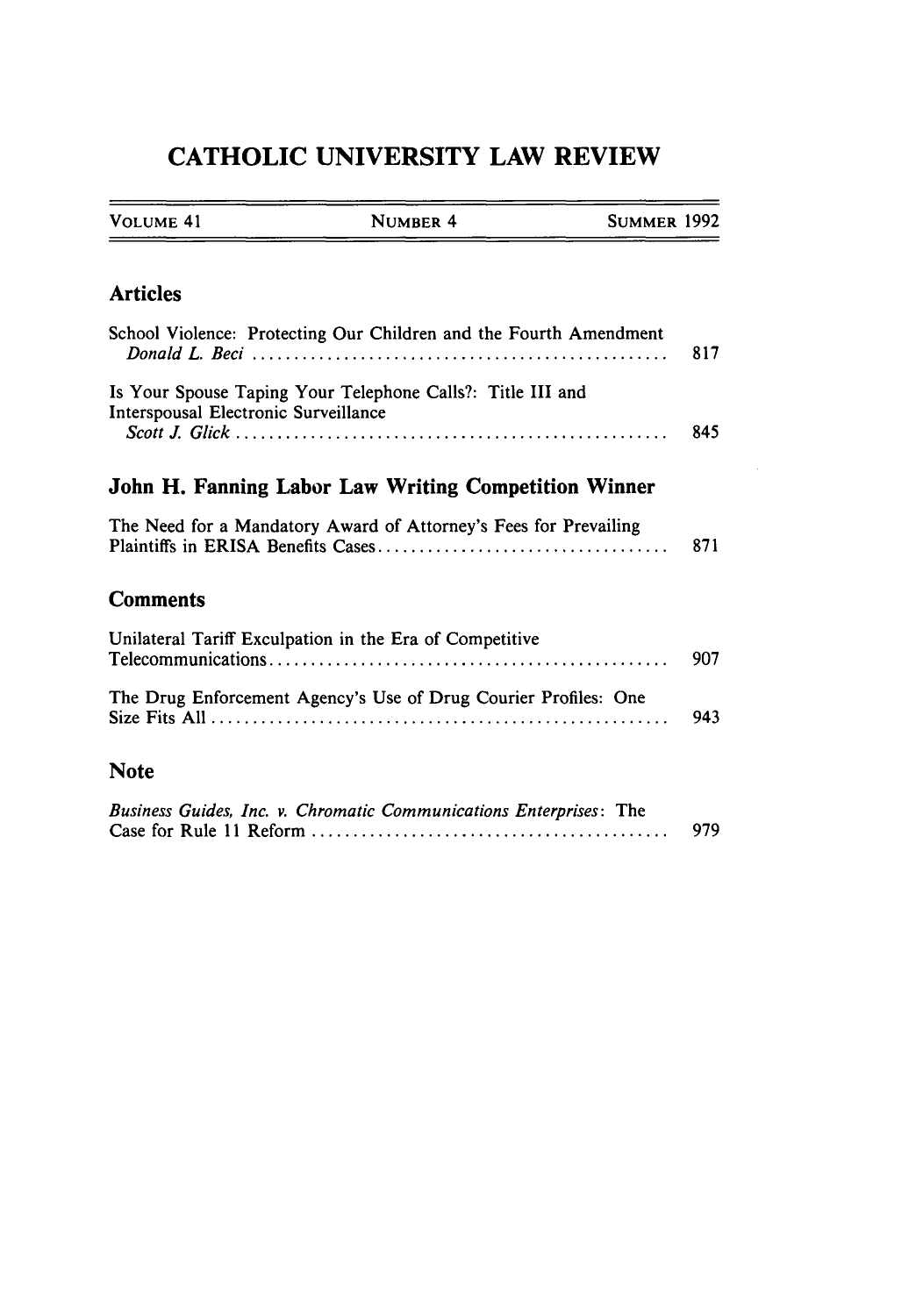# CATHOLIC UNIVERSITY LAW REVIEW

| VOLUME 41 | NUMBER 4 | SUMMER 1992 |
|---|---|---|

## Articles

School Violence: Protecting Our Children and the Fourth Amendment
*Donald L. Beci* .................................................. 817

Is Your Spouse Taping Your Telephone Calls?: Title III and Interspousal Electronic Surveillance
*Scott J. Glick* .................................................. 845

## John H. Fanning Labor Law Writing Competition Winner

The Need for a Mandatory Award of Attorney's Fees for Prevailing Plaintiffs in ERISA Benefits Cases .................................................. 871

## Comments

Unilateral Tariff Exculpation in the Era of Competitive Telecommunications .................................................. 907

The Drug Enforcement Agency's Use of Drug Courier Profiles: One Size Fits All .................................................. 943

## Note

*Business Guides, Inc. v. Chromatic Communications Enterprises*: The Case for Rule 11 Reform .................................................. 979